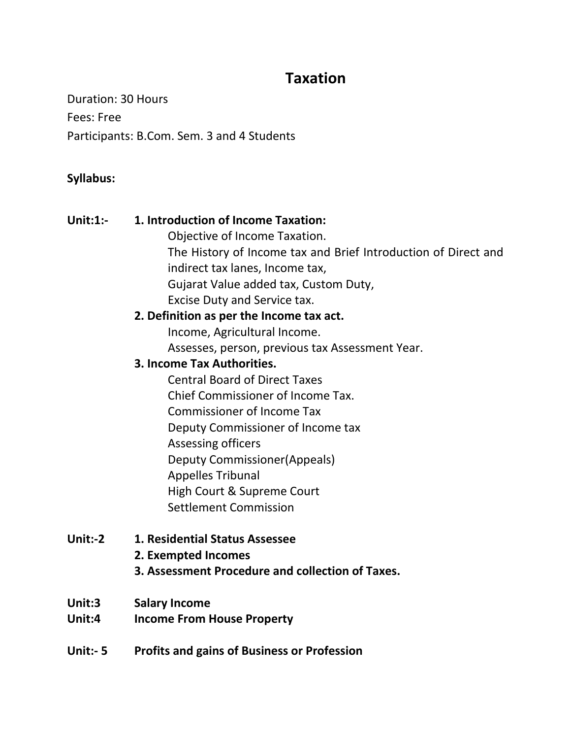# Taxation

Duration: 30 Hours

Fees: Free

Participants: B.Com. Sem. 3 and 4 Students

**Syllabus:**

**Unit:1:-** **1. Introduction of Income Taxation:**

- Objective of Income Taxation.
- The History of Income tax and Brief Introduction of Direct and indirect tax lanes, Income tax,
- Gujarat Value added tax, Custom Duty,
- Excise Duty and Service tax.

**2. Definition as per the Income tax act.**

- Income, Agricultural Income.
- Assesses, person, previous tax Assessment Year.

**3. Income Tax Authorities.**

- Central Board of Direct Taxes
- Chief Commissioner of Income Tax.
- Commissioner of Income Tax
- Deputy Commissioner of Income tax
- Assessing officers
- Deputy Commissioner(Appeals)
- Appelles Tribunal
- High Court & Supreme Court
- Settlement Commission

**Unit:-2** **1. Residential Status Assessee**

**2. Exempted Incomes**

**3. Assessment Procedure and collection of Taxes.**

**Unit:3** **Salary Income**

**Unit:4** **Income From House Property**

**Unit:- 5** **Profits and gains of Business or Profession**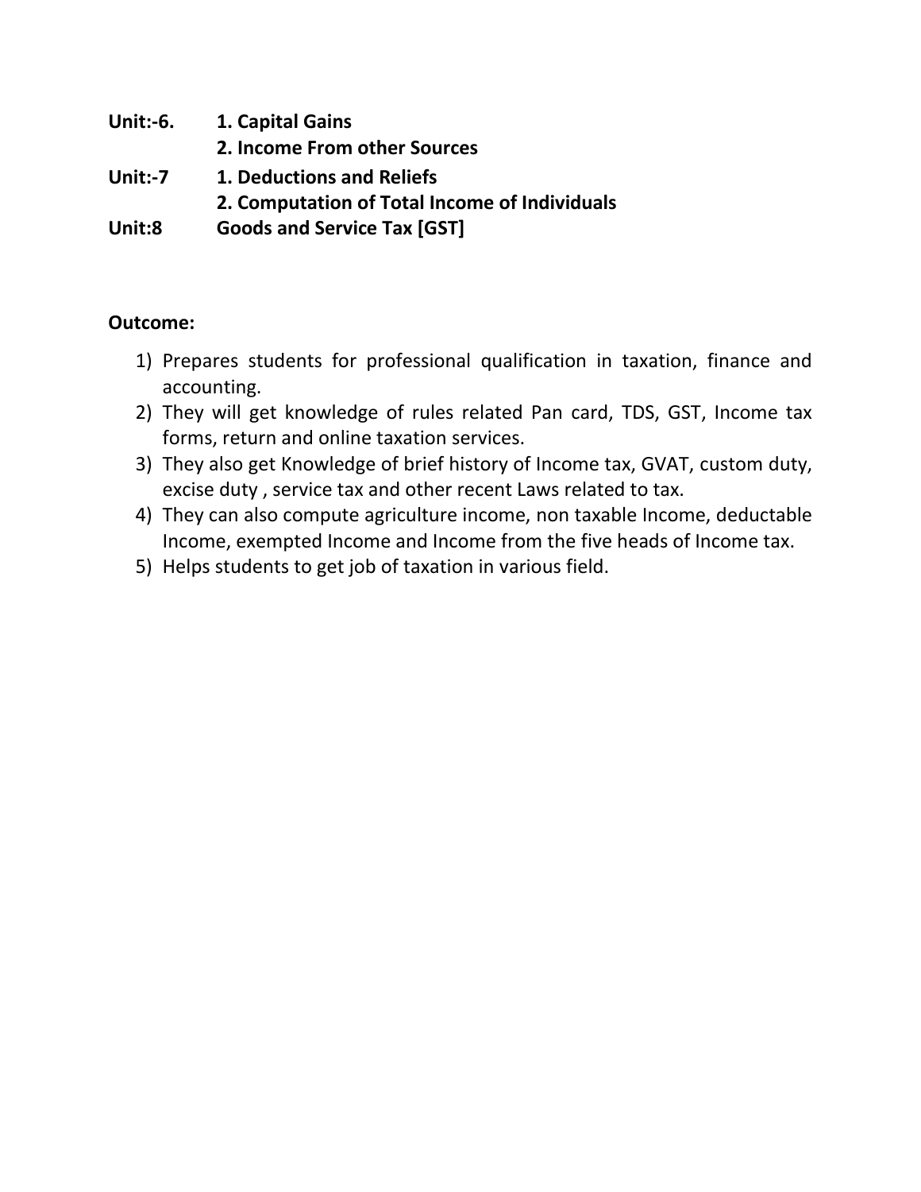**Unit:-6.** **1. Capital Gains**

**2. Income From other Sources**

**Unit:-7** **1. Deductions and Reliefs**

**2. Computation of Total Income of Individuals**

**Unit:8** **Goods and Service Tax [GST]**

**Outcome:**

1) Prepares students for professional qualification in taxation, finance and accounting.
2) They will get knowledge of rules related Pan card, TDS, GST, Income tax forms, return and online taxation services.
3) They also get Knowledge of brief history of Income tax, GVAT, custom duty, excise duty , service tax and other recent Laws related to tax.
4) They can also compute agriculture income, non taxable Income, deductable Income, exempted Income and Income from the five heads of Income tax.
5) Helps students to get job of taxation in various field.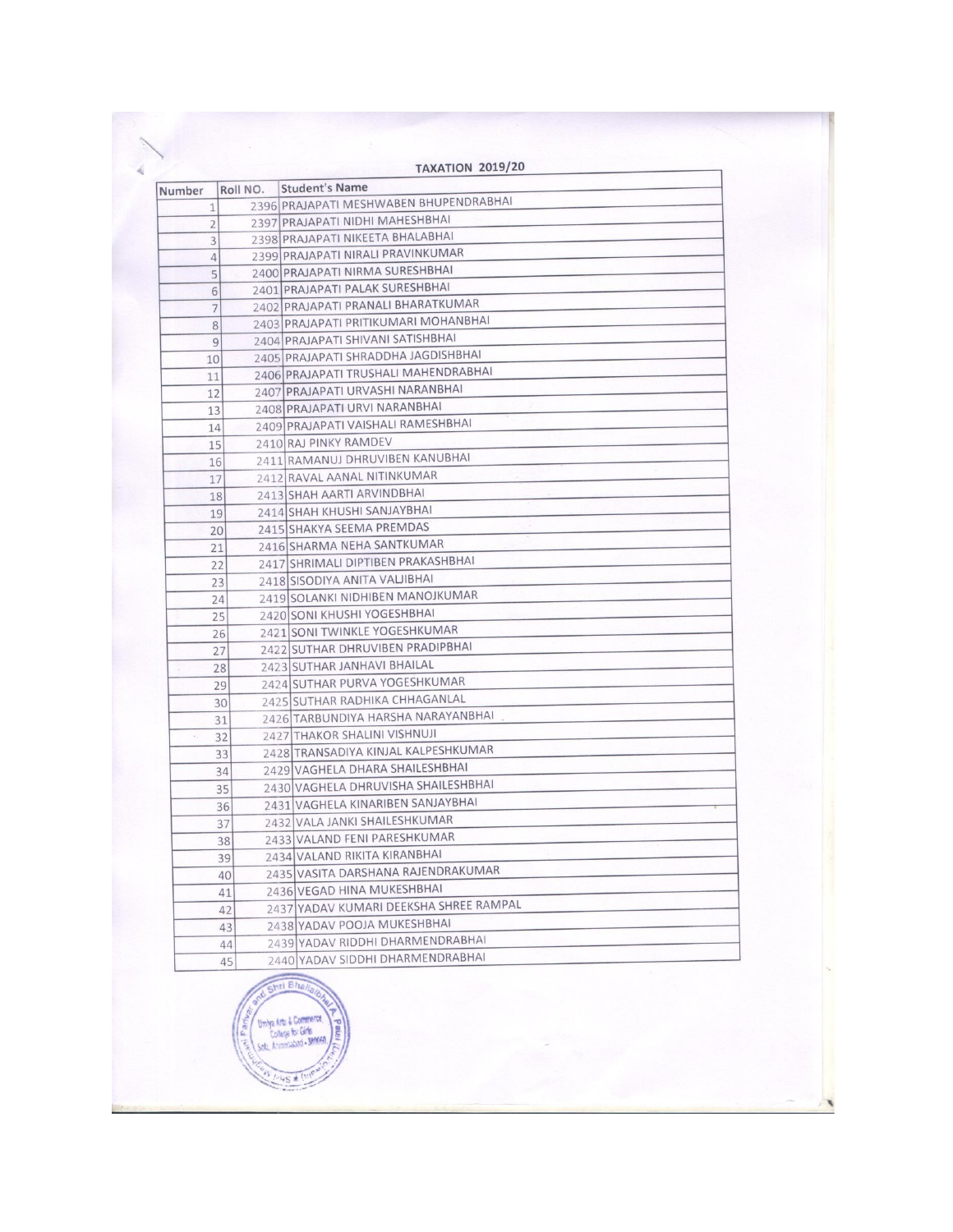**TAXATION 2019/20**

| Number | Roll NO. | Student's Name |
|---|---|---|
| 1 | 2396 | PRAJAPATI MESHWABEN BHUPENDRABHAI |
| 2 | 2397 | PRAJAPATI NIDHI MAHESHBHAI |
| 3 | 2398 | PRAJAPATI NIKEETA BHALABHAI |
| 4 | 2399 | PRAJAPATI NIRALI PRAVINKUMAR |
| 5 | 2400 | PRAJAPATI NIRMA SURESHBHAI |
| 6 | 2401 | PRAJAPATI PALAK SURESHBHAI |
| 7 | 2402 | PRAJAPATI PRANALI BHARATKUMAR |
| 8 | 2403 | PRAJAPATI PRITIKUMARI MOHANBHAI |
| 9 | 2404 | PRAJAPATI SHIVANI SATISHBHAI |
| 10 | 2405 | PRAJAPATI SHRADDHA JAGDISHBHAI |
| 11 | 2406 | PRAJAPATI TRUSHALI MAHENDRABHAI |
| 12 | 2407 | PRAJAPATI URVASHI NARANBHAI |
| 13 | 2408 | PRAJAPATI URVI NARANBHAI |
| 14 | 2409 | PRAJAPATI VAISHALI RAMESHBHAI |
| 15 | 2410 | RAJ PINKY RAMDEV |
| 16 | 2411 | RAMANUJ DHRUVIBEN KANUBHAI |
| 17 | 2412 | RAVAL AANAL NITINKUMAR |
| 18 | 2413 | SHAH AARTI ARVINDBHAI |
| 19 | 2414 | SHAH KHUSHI SANJAYBHAI |
| 20 | 2415 | SHAKYA SEEMA PREMDAS |
| 21 | 2416 | SHARMA NEHA SANTKUMAR |
| 22 | 2417 | SHRIMALI DIPTIBEN PRAKASHBHAI |
| 23 | 2418 | SISODIYA ANITA VALJIBHAI |
| 24 | 2419 | SOLANKI NIDHIBEN MANOJKUMAR |
| 25 | 2420 | SONI KHUSHI YOGESHBHAI |
| 26 | 2421 | SONI TWINKLE YOGESHKUMAR |
| 27 | 2422 | SUTHAR DHRUVIBEN PRADIPBHAI |
| 28 | 2423 | SUTHAR JANHAVI BHAILAL |
| 29 | 2424 | SUTHAR PURVA YOGESHKUMAR |
| 30 | 2425 | SUTHAR RADHIKA CHHAGANLAL |
| 31 | 2426 | TARBUNDIYA HARSHA NARAYANBHAI |
| 32 | 2427 | THAKOR SHALINI VISHNUJI |
| 33 | 2428 | TRANSADIYA KINJAL KALPESHKUMAR |
| 34 | 2429 | VAGHELA DHARA SHAILESHBHAI |
| 35 | 2430 | VAGHELA DHRUVISHA SHAILESHBHAI |
| 36 | 2431 | VAGHELA KINARIBEN SANJAYBHAI |
| 37 | 2432 | VALA JANKI SHAILESHKUMAR |
| 38 | 2433 | VALAND FENI PARESHKUMAR |
| 39 | 2434 | VALAND RIKITA KIRANBHAI |
| 40 | 2435 | VASITA DARSHANA RAJENDRAKUMAR |
| 41 | 2436 | VEGAD HINA MUKESHBHAI |
| 42 | 2437 | YADAV KUMARI DEEKSHA SHREE RAMPAL |
| 43 | 2438 | YADAV POOJA MUKESHBHAI |
| 44 | 2439 | YADAV RIDDHI DHARMENDRABHAI |
| 45 | 2440 | YADAV SIDDHI DHARMENDRABHAI |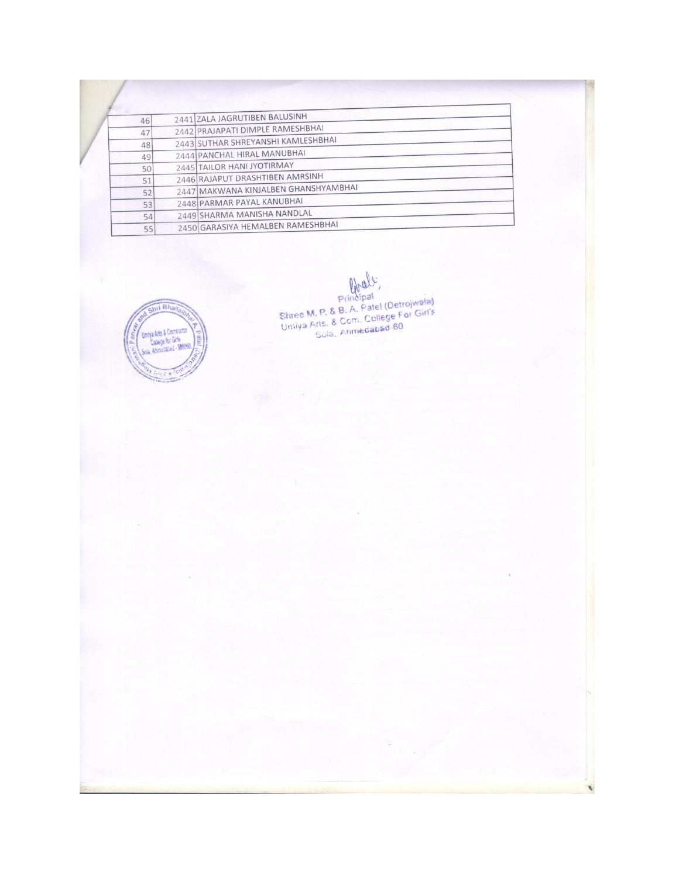| | | |
|---|---|---|
| 46 | 2441 | ZALA JAGRUTIBEN BALUSINH |
| 47 | 2442 | PRAJAPATI DIMPLE RAMESHBHAI |
| 48 | 2443 | SUTHAR SHREYANSHI KAMLESHBHAI |
| 49 | 2444 | PANCHAL HIRAL MANUBHAI |
| 50 | 2445 | TAILOR HANI JYOTIRMAY |
| 51 | 2446 | RAJAPUT DRASHTIBEN AMRSINH |
| 52 | 2447 | MAKWANA KINJALBEN GHANSHYAMBHAI |
| 53 | 2448 | PARMAR PAYAL KANUBHAI |
| 54 | 2449 | SHARMA MANISHA NANDLAL |
| 55 | 2450 | GARASIYA HEMALBEN RAMESHBHAI |

Principal
Shree M. P. & B. A. Patel (Detrojwala)
Umiya Arts. & Com. College For Girl's
Sola, Ahmedabad-60